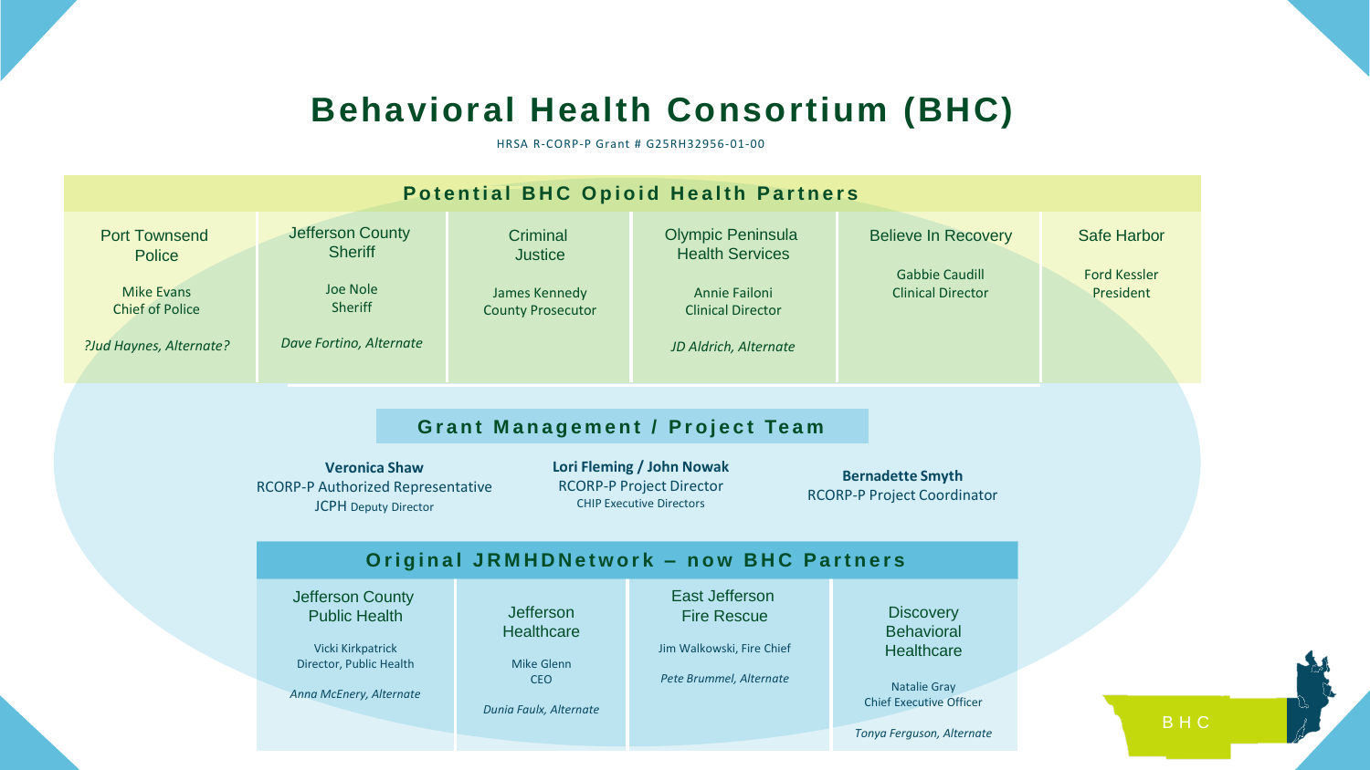# Behavioral Health Consortium (BHC)

HRSA R-CORP-P Grant # G25RH32956-01-00

## Potential BHC Opioid Health Partners

| Port Townsend Police | Jefferson County Sheriff | Criminal Justice | Olympic Peninsula Health Services | Believe In Recovery | Safe Harbor |
|---|---|---|---|---|---|
| Mike Evans<br>Chief of Police | Joe Nole<br>Sheriff | James Kennedy<br>County Prosecutor | Annie Failoni<br>Clinical Director | Gabbie Caudill<br>Clinical Director | Ford Kessler<br>President |
| *?Jud Haynes, Alternate?* | *Dave Fortino, Alternate* | | *JD Aldrich, Alternate* | | |

## Grant Management / Project Team

**Veronica Shaw**
RCORP-P Authorized Representative
JCPH Deputy Director

**Lori Fleming / John Nowak**
RCORP-P Project Director
CHIP Executive Directors

**Bernadette Smyth**
RCORP-P Project Coordinator

## Original JRMHDNetwork – now BHC Partners

| Jefferson County Public Health | Jefferson Healthcare | East Jefferson Fire Rescue | Discovery Behavioral Healthcare |
|---|---|---|---|
| Vicki Kirkpatrick<br>Director, Public Health | Mike Glenn<br>CEO | Jim Walkowski, Fire Chief | Natalie Gray<br>Chief Executive Officer |
| *Anna McEnery, Alternate* | *Dunia Faulx, Alternate* | *Pete Brummel, Alternate* | *Tonya Ferguson, Alternate* |

BHC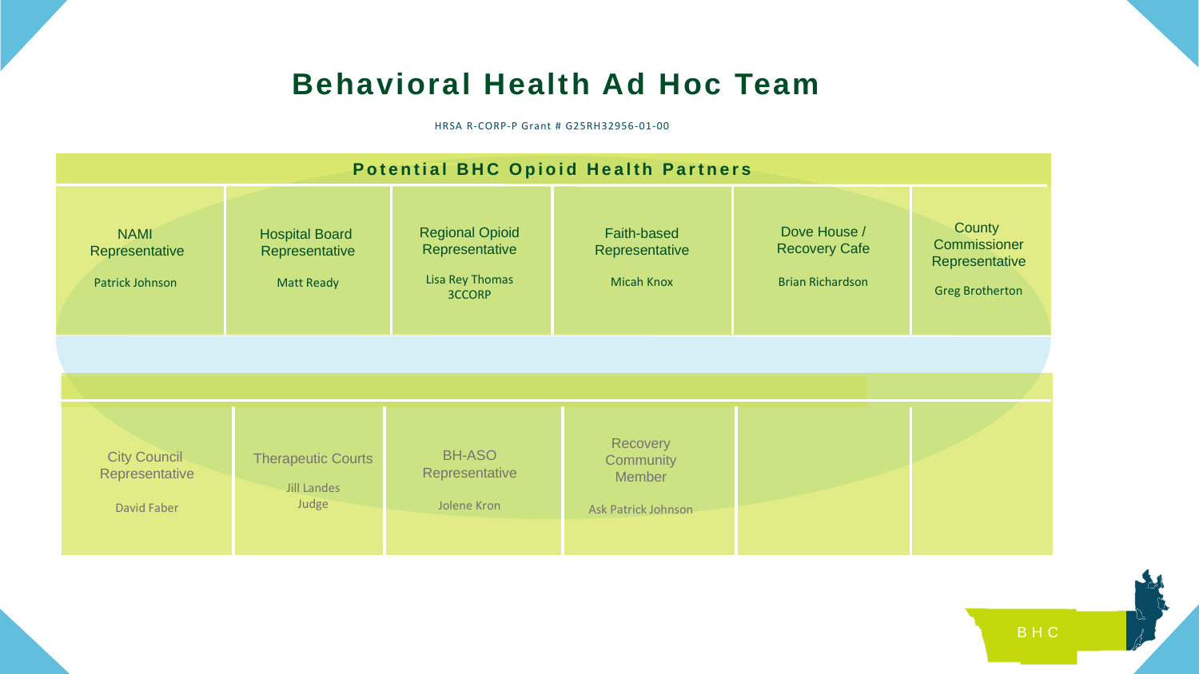# Behavioral Health Ad Hoc Team

HRSA R-CORP-P Grant # G25RH32956-01-00

| Potential BHC Opioid Health Partners | | | | | |
|---|---|---|---|---|---|
| NAMI Representative<br><br>Patrick Johnson | Hospital Board Representative<br><br>Matt Ready | Regional Opioid Representative<br><br>Lisa Rey Thomas 3CCORP | Faith-based Representative<br><br>Micah Knox | Dove House / Recovery Cafe<br><br>Brian Richardson | County Commissioner Representative<br><br>Greg Brotherton |
| City Council Representative<br><br>David Faber | Therapeutic Courts<br><br>Jill Landes Judge | BH-ASO Representative<br><br>Jolene Kron | Recovery Community Member<br><br>Ask Patrick Johnson | | |

BHC